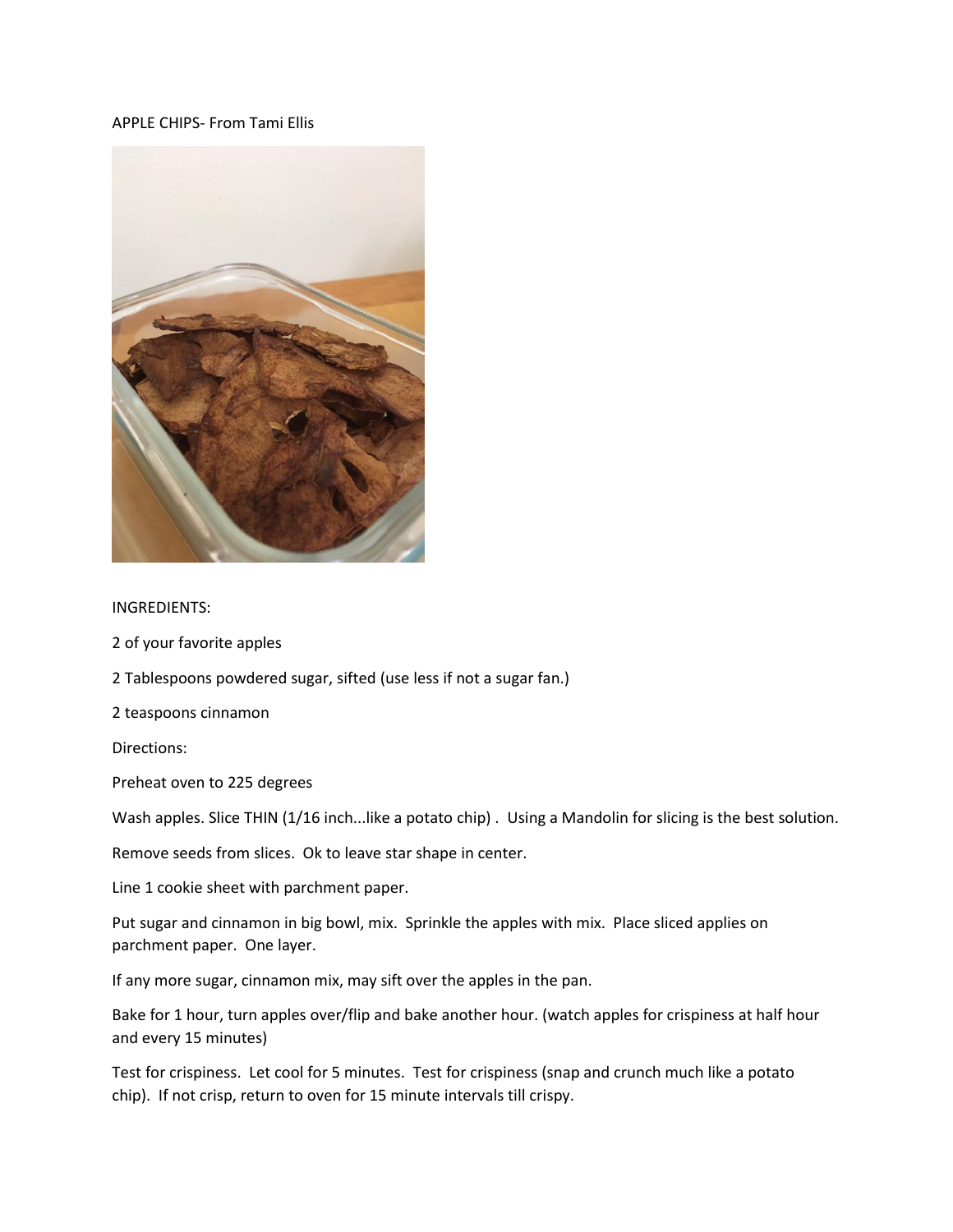APPLE CHIPS- From Tami Ellis

INGREDIENTS:

2 of your favorite apples

2 Tablespoons powdered sugar, sifted (use less if not a sugar fan.)

2 teaspoons cinnamon

Directions:

Preheat oven to 225 degrees

Wash apples. Slice THIN (1/16 inch...like a potato chip) . Using a Mandolin for slicing is the best solution.

Remove seeds from slices. Ok to leave star shape in center.

Line 1 cookie sheet with parchment paper.

Put sugar and cinnamon in big bowl, mix. Sprinkle the apples with mix. Place sliced applies on parchment paper. One layer.

If any more sugar, cinnamon mix, may sift over the apples in the pan.

Bake for 1 hour, turn apples over/flip and bake another hour. (watch apples for crispiness at half hour and every 15 minutes)

Test for crispiness. Let cool for 5 minutes. Test for crispiness (snap and crunch much like a potato chip). If not crisp, return to oven for 15 minute intervals till crispy.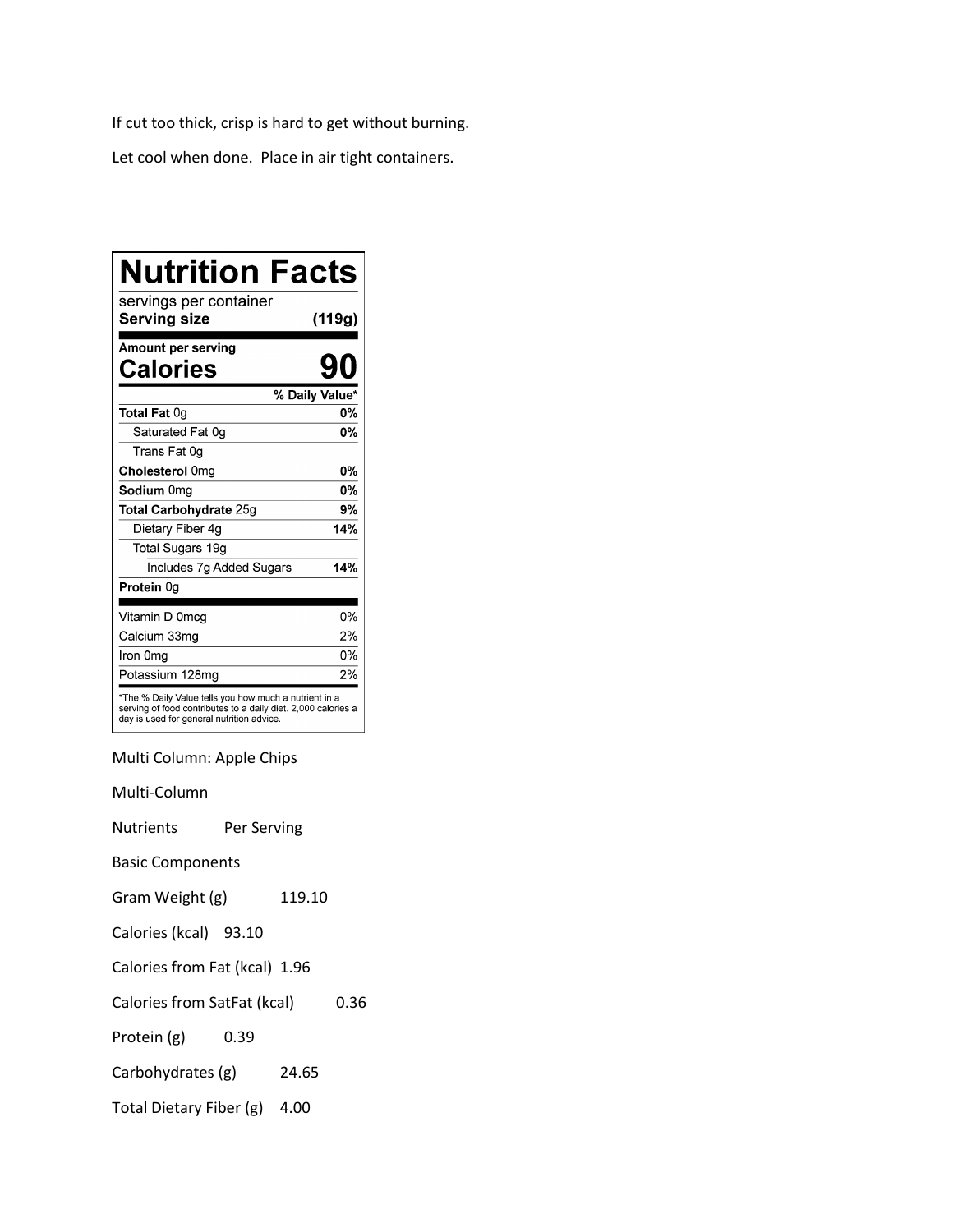If cut too thick, crisp is hard to get without burning.

Let cool when done. Place in air tight containers.

# Nutrition Facts

| servings per container | |
|---|---|
| **Serving size** | **(119g)** |
| **Amount per serving** | |
| **Calories** | **90** |
| | **% Daily Value*** |
| **Total Fat** 0g | **0%** |
| Saturated Fat 0g | **0%** |
| Trans Fat 0g | |
| **Cholesterol** 0mg | **0%** |
| **Sodium** 0mg | **0%** |
| **Total Carbohydrate** 25g | **9%** |
| Dietary Fiber 4g | **14%** |
| Total Sugars 19g | |
| Includes 7g Added Sugars | **14%** |
| **Protein** 0g | |
| Vitamin D 0mcg | 0% |
| Calcium 33mg | 2% |
| Iron 0mg | 0% |
| Potassium 128mg | 2% |

*The % Daily Value tells you how much a nutrient in a serving of food contributes to a daily diet. 2,000 calories a day is used for general nutrition advice.

Multi Column: Apple Chips

Multi-Column

| Nutrients | Per Serving |
|---|---|
| Basic Components | |
| Gram Weight (g) | 119.10 |
| Calories (kcal) | 93.10 |
| Calories from Fat (kcal) | 1.96 |
| Calories from SatFat (kcal) | 0.36 |
| Protein (g) | 0.39 |
| Carbohydrates (g) | 24.65 |
| Total Dietary Fiber (g) | 4.00 |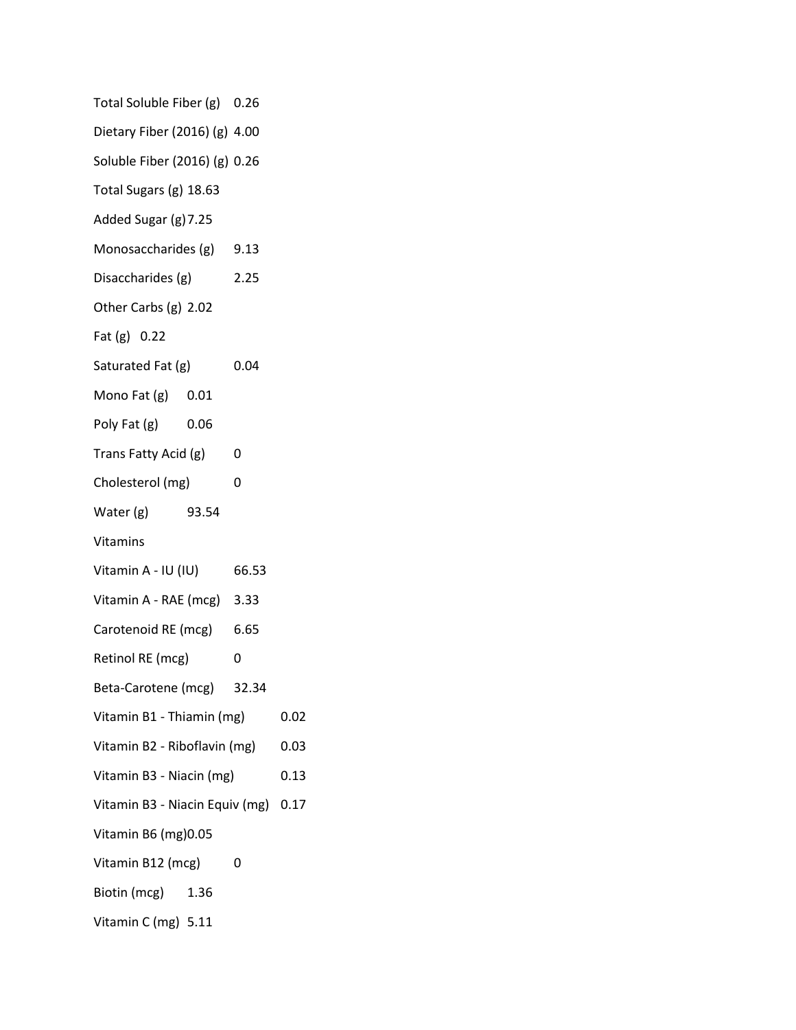Total Soluble Fiber (g) 0.26

Dietary Fiber (2016) (g) 4.00

Soluble Fiber (2016) (g) 0.26

Total Sugars (g) 18.63

Added Sugar (g) 7.25

Monosaccharides (g) 9.13

Disaccharides (g) 2.25

Other Carbs (g) 2.02

Fat (g) 0.22

Saturated Fat (g) 0.04

Mono Fat (g) 0.01

Poly Fat (g) 0.06

Trans Fatty Acid (g) 0

Cholesterol (mg) 0

Water (g) 93.54

Vitamins

Vitamin A - IU (IU) 66.53

Vitamin A - RAE (mcg) 3.33

Carotenoid RE (mcg) 6.65

Retinol RE (mcg) 0

Beta-Carotene (mcg) 32.34

Vitamin B1 - Thiamin (mg) 0.02

Vitamin B2 - Riboflavin (mg) 0.03

Vitamin B3 - Niacin (mg) 0.13

Vitamin B3 - Niacin Equiv (mg) 0.17

Vitamin B6 (mg) 0.05

Vitamin B12 (mcg) 0

Biotin (mcg) 1.36

Vitamin C (mg) 5.11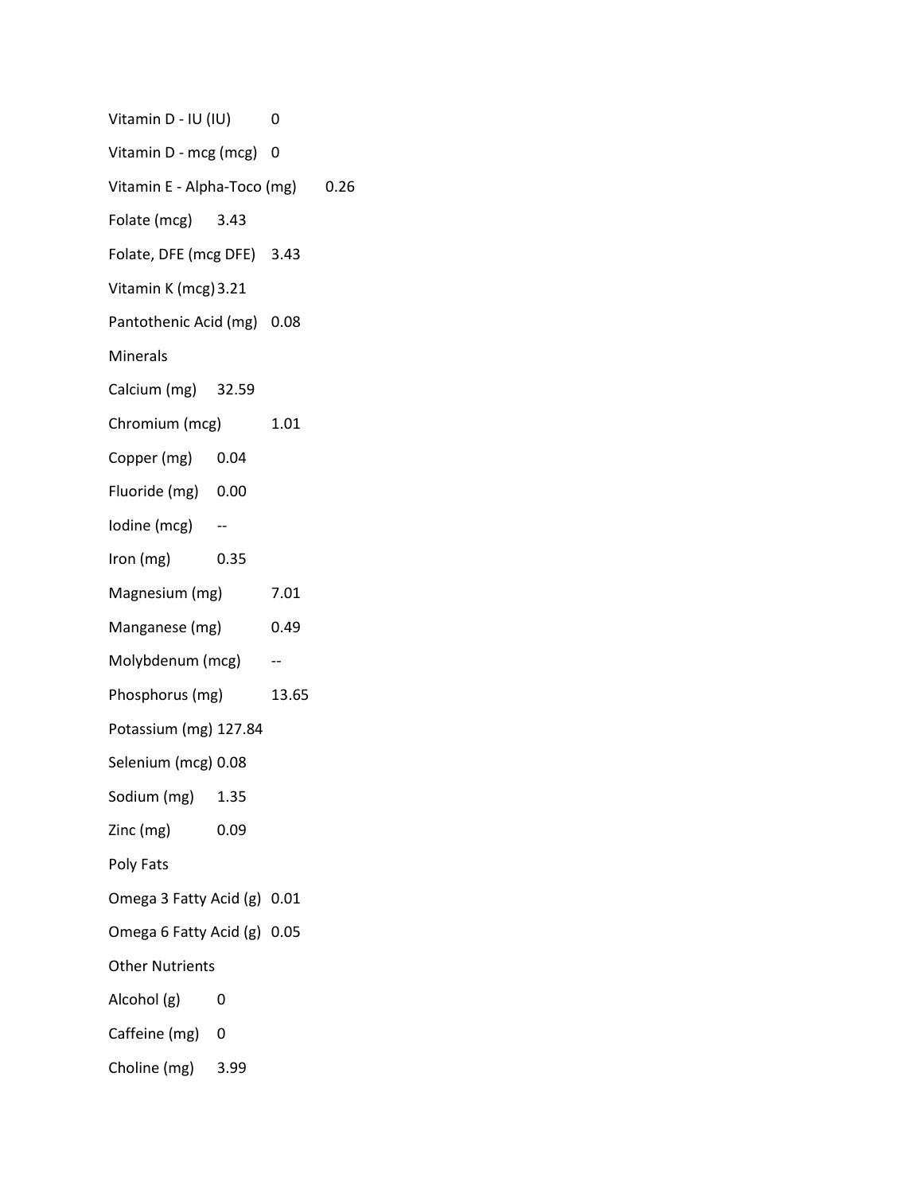Vitamin D - IU (IU) 0

Vitamin D - mcg (mcg) 0

Vitamin E - Alpha-Toco (mg) 0.26

Folate (mcg) 3.43

Folate, DFE (mcg DFE) 3.43

Vitamin K (mcg) 3.21

Pantothenic Acid (mg) 0.08

Minerals

Calcium (mg) 32.59

Chromium (mcg) 1.01

Copper (mg) 0.04

Fluoride (mg) 0.00

Iodine (mcg) --

Iron (mg) 0.35

Magnesium (mg) 7.01

Manganese (mg) 0.49

Molybdenum (mcg) --

Phosphorus (mg) 13.65

Potassium (mg) 127.84

Selenium (mcg) 0.08

Sodium (mg) 1.35

Zinc (mg) 0.09

Poly Fats

Omega 3 Fatty Acid (g) 0.01

Omega 6 Fatty Acid (g) 0.05

Other Nutrients

Alcohol (g) 0

Caffeine (mg) 0

Choline (mg) 3.99